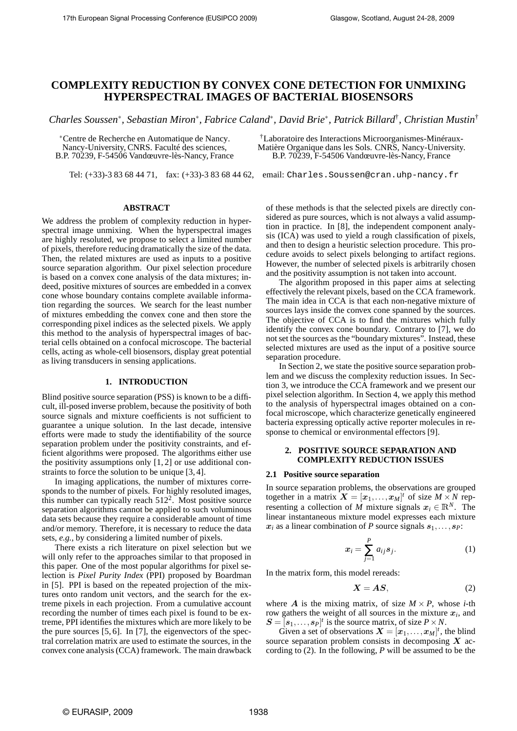# COMPLEXITY REDUCTION BY CONVEX CONE DETECTION FOR UNMIXING HYPERSPECTRAL IMAGES OF BACTERIAL BIOSENSORS

*Charles Soussen*[*], *Sebastian Miron*[*], *Fabrice Caland*[*], *David Brie*[*], *Patrick Billard*[†], *Christian Mustin*[†]

[*]Centre de Recherche en Automatique de Nancy. Nancy-University, CNRS. Faculté des sciences, B.P. 70239, F-54506 Vandœuvre-lès-Nancy, France

[†]Laboratoire des Interactions Microorganismes-Minéraux-Matière Organique dans les Sols. CNRS, Nancy-University. B.P. 70239, F-54506 Vandœuvre-lès-Nancy, France

Tel: (+33)-3 83 68 44 71, fax: (+33)-3 83 68 44 62, email: Charles.Soussen@cran.uhp-nancy.fr

## ABSTRACT

We address the problem of complexity reduction in hyperspectral image unmixing. When the hyperspectral images are highly resoluted, we propose to select a limited number of pixels, therefore reducing dramatically the size of the data. Then, the related mixtures are used as inputs to a positive source separation algorithm. Our pixel selection procedure is based on a convex cone analysis of the data mixtures; indeed, positive mixtures of sources are embedded in a convex cone whose boundary contains complete available information regarding the sources. We search for the least number of mixtures embedding the convex cone and then store the corresponding pixel indices as the selected pixels. We apply this method to the analysis of hyperspectral images of bacterial cells obtained on a confocal microscope. The bacterial cells, acting as whole-cell biosensors, display great potential as living transducers in sensing applications.

## 1. INTRODUCTION

Blind positive source separation (PSS) is known to be a difficult, ill-posed inverse problem, because the positivity of both source signals and mixture coefficients is not sufficient to guarantee a unique solution. In the last decade, intensive efforts were made to study the identifiability of the source separation problem under the positivity constraints, and efficient algorithms were proposed. The algorithms either use the positivity assumptions only [1, 2] or use additional constraints to force the solution to be unique [3, 4].

In imaging applications, the number of mixtures corresponds to the number of pixels. For highly resoluted images, this number can typically reach $512^2$. Most positive source separation algorithms cannot be applied to such voluminous data sets because they require a considerable amount of time and/or memory. Therefore, it is necessary to reduce the data sets, *e.g.,* by considering a limited number of pixels.

There exists a rich literature on pixel selection but we will only refer to the approaches similar to that proposed in this paper. One of the most popular algorithms for pixel selection is *Pixel Purity Index* (PPI) proposed by Boardman in [5]. PPI is based on the repeated projection of the mixtures onto random unit vectors, and the search for the extreme pixels in each projection. From a cumulative account recording the number of times each pixel is found to be extreme, PPI identifies the mixtures which are more likely to be the pure sources [5, 6]. In [7], the eigenvectors of the spectral correlation matrix are used to estimate the sources, in the convex cone analysis (CCA) framework. The main drawback of these methods is that the selected pixels are directly considered as pure sources, which is not always a valid assumption in practice. In [8], the independent component analysis (ICA) was used to yield a rough classification of pixels, and then to design a heuristic selection procedure. This procedure avoids to select pixels belonging to artifact regions. However, the number of selected pixels is arbitrarily chosen and the positivity assumption is not taken into account.

The algorithm proposed in this paper aims at selecting effectively the relevant pixels, based on the CCA framework. The main idea in CCA is that each non-negative mixture of sources lays inside the convex cone spanned by the sources. The objective of CCA is to find the mixtures which fully identify the convex cone boundary. Contrary to [7], we do not set the sources as the "boundary mixtures". Instead, these selected mixtures are used as the input of a positive source separation procedure.

In Section 2, we state the positive source separation problem and we discuss the complexity reduction issues. In Section 3, we introduce the CCA framework and we present our pixel selection algorithm. In Section 4, we apply this method to the analysis of hyperspectral images obtained on a confocal microscope, which characterize genetically engineered bacteria expressing optically active reporter molecules in response to chemical or environmental effectors [9].

## 2. POSITIVE SOURCE SEPARATION AND COMPLEXITY REDUCTION ISSUES

### 2.1 Positive source separation

In source separation problems, the observations are grouped together in a matrix $\boldsymbol{X} = [\boldsymbol{x}_1, \ldots, \boldsymbol{x}_M]^t$ of size $M \times N$ representing a collection of $M$ mixture signals $\boldsymbol{x}_i \in \mathbb{R}^N$. The linear instantaneous mixture model expresses each mixture $\boldsymbol{x}_i$ as a linear combination of $P$ source signals $\boldsymbol{s}_1, \ldots, \boldsymbol{s}_P$:

$$\boldsymbol{x}_i = \sum_{j=1}^{P} a_{ij} \boldsymbol{s}_j. \quad (1)$$

In the matrix form, this model rereads:

$$\boldsymbol{X} = \boldsymbol{A}\boldsymbol{S}, \quad (2)$$

where $\boldsymbol{A}$ is the mixing matrix, of size $M \times P$, whose $i$-th row gathers the weight of all sources in the mixture $\boldsymbol{x}_i$, and $\boldsymbol{S} = [\boldsymbol{s}_1, \ldots, \boldsymbol{s}_P]^t$ is the source matrix, of size $P \times N$.

Given a set of observations $\boldsymbol{X} = [\boldsymbol{x}_1, \ldots, \boldsymbol{x}_M]^t$, the blind source separation problem consists in decomposing $\boldsymbol{X}$ according to (2). In the following, $P$ will be assumed to be the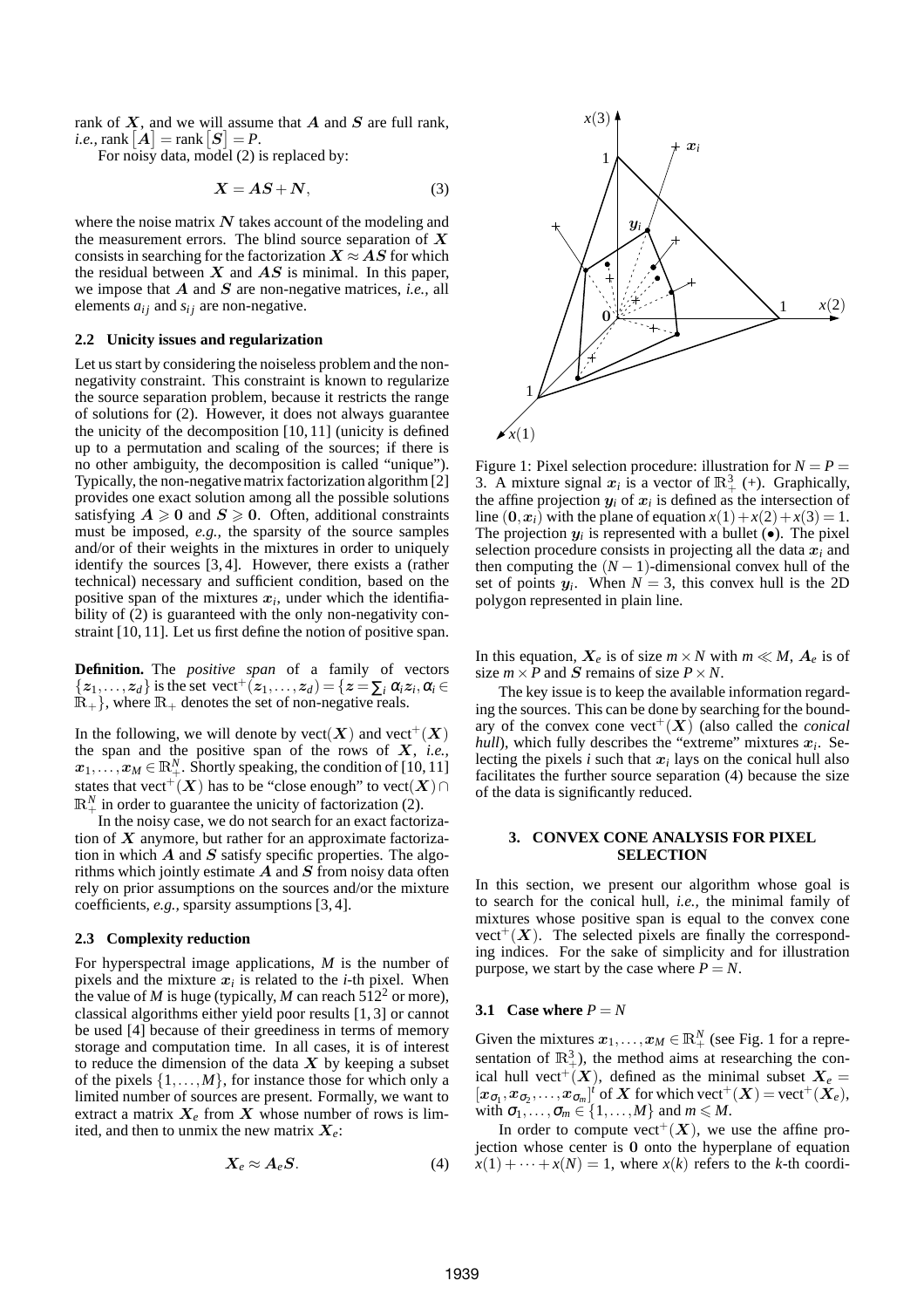rank of $\boldsymbol{X}$, and we will assume that $\boldsymbol{A}$ and $\boldsymbol{S}$ are full rank, *i.e.*, rank $[\boldsymbol{A}] = $ rank $[\boldsymbol{S}] = P$.

For noisy data, model (2) is replaced by:

$$\boldsymbol{X} = \boldsymbol{A}\boldsymbol{S} + \boldsymbol{N}, \tag{3}$$

where the noise matrix $\boldsymbol{N}$ takes account of the modeling and the measurement errors. The blind source separation of $\boldsymbol{X}$ consists in searching for the factorization $\boldsymbol{X} \approx \boldsymbol{A}\boldsymbol{S}$ for which the residual between $\boldsymbol{X}$ and $\boldsymbol{A}\boldsymbol{S}$ is minimal. In this paper, we impose that $\boldsymbol{A}$ and $\boldsymbol{S}$ are non-negative matrices, *i.e.*, all elements $a_{ij}$ and $s_{ij}$ are non-negative.

### 2.2 Unicity issues and regularization

Let us start by considering the noiseless problem and the non-negativity constraint. This constraint is known to regularize the source separation problem, because it restricts the range of solutions for (2). However, it does not always guarantee the unicity of the decomposition [10, 11] (unicity is defined up to a permutation and scaling of the sources; if there is no other ambiguity, the decomposition is called "unique"). Typically, the non-negative matrix factorization algorithm [2] provides one exact solution among all the possible solutions satisfying $\boldsymbol{A} \geqslant \boldsymbol{0}$ and $\boldsymbol{S} \geqslant \boldsymbol{0}$. Often, additional constraints must be imposed, *e.g.*, the sparsity of the source samples and/or of their weights in the mixtures in order to uniquely identify the sources [3, 4]. However, there exists a (rather technical) necessary and sufficient condition, based on the positive span of the mixtures $\boldsymbol{x}_i$, under which the identifiability of (2) is guaranteed with the only non-negativity constraint [10, 11]. Let us first define the notion of positive span.

**Definition.** The *positive span* of a family of vectors $\{\boldsymbol{z}_1, \ldots, \boldsymbol{z}_d\}$ is the set $\text{vect}^+(\boldsymbol{z}_1, \ldots, \boldsymbol{z}_d) = \{\boldsymbol{z} = \sum_i \alpha_i \boldsymbol{z}_i, \alpha_i \in \mathbb{R}_+\}$, where $\mathbb{R}_+$ denotes the set of non-negative reals.

In the following, we will denote by $\text{vect}(\boldsymbol{X})$ and $\text{vect}^+(\boldsymbol{X})$ the span and the positive span of the rows of $\boldsymbol{X}$, *i.e.*, $\boldsymbol{x}_1, \ldots, \boldsymbol{x}_M \in \mathbb{R}_+^N$. Shortly speaking, the condition of [10, 11] states that $\text{vect}^+(\boldsymbol{X})$ has to be "close enough" to $\text{vect}(\boldsymbol{X}) \cap \mathbb{R}_+^N$ in order to guarantee the unicity of factorization (2).

In the noisy case, we do not search for an exact factorization of $\boldsymbol{X}$ anymore, but rather for an approximate factorization in which $\boldsymbol{A}$ and $\boldsymbol{S}$ satisfy specific properties. The algorithms which jointly estimate $\boldsymbol{A}$ and $\boldsymbol{S}$ from noisy data often rely on prior assumptions on the sources and/or the mixture coefficients, *e.g.,* sparsity assumptions [3, 4].

### 2.3 Complexity reduction

For hyperspectral image applications, $M$ is the number of pixels and the mixture $\boldsymbol{x}_i$ is related to the $i$-th pixel. When the value of $M$ is huge (typically, $M$ can reach $512^2$ or more), classical algorithms either yield poor results [1, 3] or cannot be used [4] because of their greediness in terms of memory storage and computation time. In all cases, it is of interest to reduce the dimension of the data $\boldsymbol{X}$ by keeping a subset of the pixels $\{1, \ldots, M\}$, for instance those for which only a limited number of sources are present. Formally, we want to extract a matrix $\boldsymbol{X}_e$ from $\boldsymbol{X}$ whose number of rows is limited, and then to unmix the new matrix $\boldsymbol{X}_e$:

$$\boldsymbol{X}_e \approx \boldsymbol{A}_e \boldsymbol{S}. \tag{4}$$

Figure 1: Pixel selection procedure: illustration for $N = P = 3$. A mixture signal $\boldsymbol{x}_i$ is a vector of $\mathbb{R}_+^3$ (+). Graphically, the affine projection $\boldsymbol{y}_i$ of $\boldsymbol{x}_i$ is defined as the intersection of line $(\boldsymbol{0}, \boldsymbol{x}_i)$ with the plane of equation $x(1) + x(2) + x(3) = 1$. The projection $\boldsymbol{y}_i$ is represented with a bullet (•). The pixel selection procedure consists in projecting all the data $\boldsymbol{x}_i$ and then computing the $(N-1)$-dimensional convex hull of the set of points $\boldsymbol{y}_i$. When $N = 3$, this convex hull is the 2D polygon represented in plain line.

In this equation, $\boldsymbol{X}_e$ is of size $m \times N$ with $m \ll M$, $\boldsymbol{A}_e$ is of size $m \times P$ and $\boldsymbol{S}$ remains of size $P \times N$.

The key issue is to keep the available information regarding the sources. This can be done by searching for the boundary of the convex cone $\text{vect}^+(\boldsymbol{X})$ (also called the *conical hull*), which fully describes the "extreme" mixtures $\boldsymbol{x}_i$. Selecting the pixels $i$ such that $\boldsymbol{x}_i$ lays on the conical hull also facilitates the further source separation (4) because the size of the data is significantly reduced.

## 3. CONVEX CONE ANALYSIS FOR PIXEL SELECTION

In this section, we present our algorithm whose goal is to search for the conical hull, *i.e.,* the minimal family of mixtures whose positive span is equal to the convex cone $\text{vect}^+(\boldsymbol{X})$. The selected pixels are finally the corresponding indices. For the sake of simplicity and for illustration purpose, we start by the case where $P = N$.

### 3.1 Case where $P = N$

Given the mixtures $\boldsymbol{x}_1, \ldots, \boldsymbol{x}_M \in \mathbb{R}_+^N$ (see Fig. 1 for a representation of $\mathbb{R}_+^3$), the method aims at researching the conical hull $\text{vect}^+(\boldsymbol{X})$, defined as the minimal subset $\boldsymbol{X}_e = [\boldsymbol{x}_{\sigma_1}, \boldsymbol{x}_{\sigma_2}, \ldots, \boldsymbol{x}_{\sigma_m}]^t$ of $\boldsymbol{X}$ for which $\text{vect}^+(\boldsymbol{X}) = \text{vect}^+(\boldsymbol{X}_e)$, with $\sigma_1, \ldots, \sigma_m \in \{1, \ldots, M\}$ and $m \leqslant M$.

In order to compute $\text{vect}^+(\boldsymbol{X})$, we use the affine projection whose center is $\boldsymbol{0}$ onto the hyperplane of equation $x(1) + \cdots + x(N) = 1$, where $x(k)$ refers to the $k$-th coordi-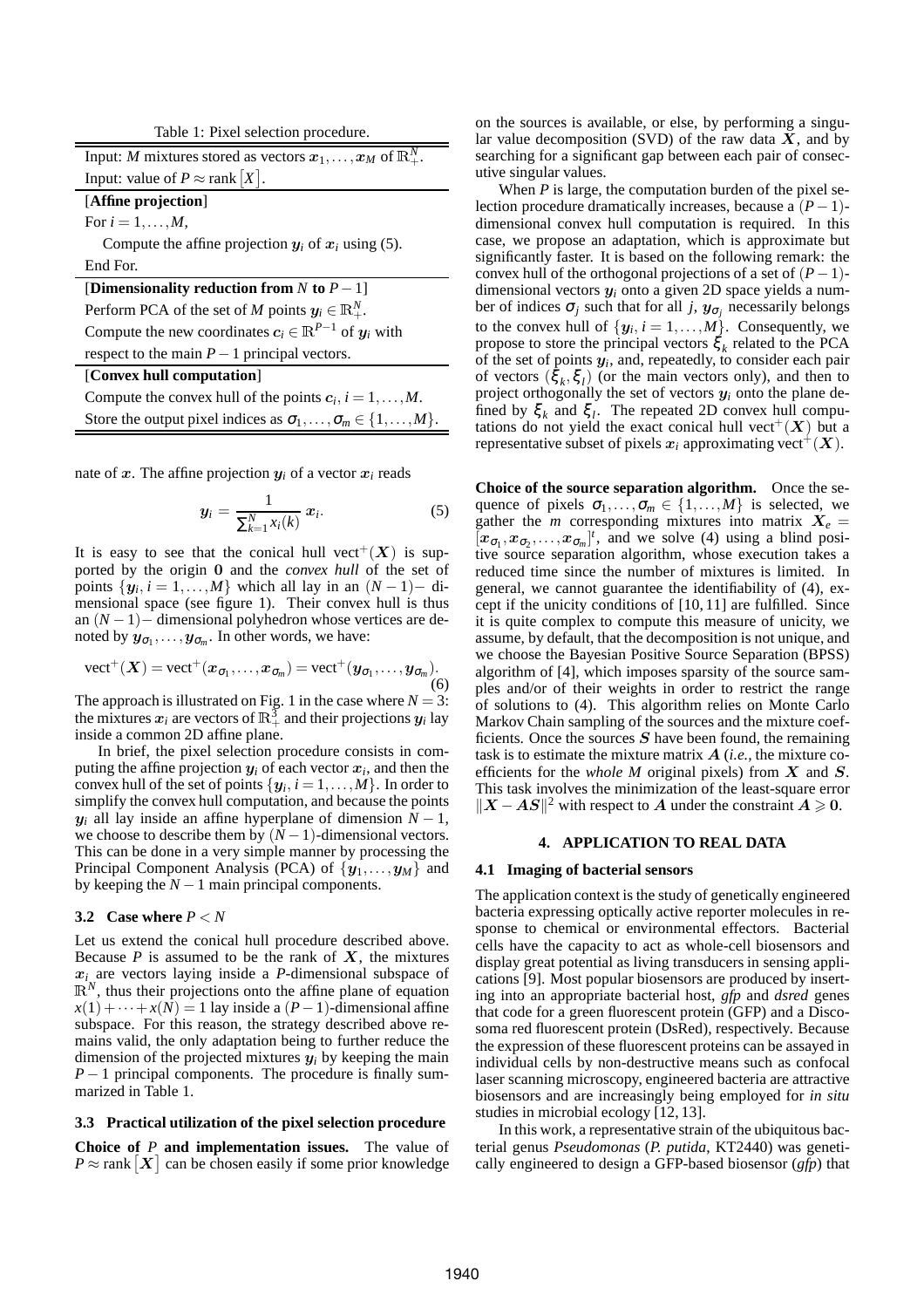Table 1: Pixel selection procedure.

| Input: $M$ mixtures stored as vectors $\boldsymbol{x}_1,\ldots,\boldsymbol{x}_M$ of $\mathbb{R}_+^N$. |
|---|
| Input: value of $P \approx \operatorname{rank}[X]$. |
| [**Affine projection**] |
| For $i = 1,\ldots,M$, |
| Compute the affine projection $\boldsymbol{y}_i$ of $\boldsymbol{x}_i$ using (5). |
| End For. |
| [**Dimensionality reduction from $N$ to $P-1$**] |
| Perform PCA of the set of $M$ points $\boldsymbol{y}_i \in \mathbb{R}_+^N$. |
| Compute the new coordinates $\boldsymbol{c}_i \in \mathbb{R}^{P-1}$ of $\boldsymbol{y}_i$ with respect to the main $P-1$ principal vectors. |
| [**Convex hull computation**] |
| Compute the convex hull of the points $\boldsymbol{c}_i, i = 1,\ldots,M$. |
| Store the output pixel indices as $\sigma_1,\ldots,\sigma_m \in \{1,\ldots,M\}$. |

nate of $\boldsymbol{x}$. The affine projection $\boldsymbol{y}_i$ of a vector $\boldsymbol{x}_i$ reads

$$\boldsymbol{y}_i = \frac{1}{\sum_{k=1}^N x_i(k)}\,\boldsymbol{x}_i. \tag{5}$$

It is easy to see that the conical hull $\text{vect}^+(\boldsymbol{X})$ is supported by the origin $\mathbf{0}$ and the *convex hull* of the set of points $\{\boldsymbol{y}_i, i = 1,\ldots,M\}$ which all lay in an $(N-1)-$ dimensional space (see figure 1). Their convex hull is thus an $(N-1)-$ dimensional polyhedron whose vertices are denoted by $\boldsymbol{y}_{\sigma_1},\ldots,\boldsymbol{y}_{\sigma_m}$. In other words, we have:

$$\text{vect}^+(\boldsymbol{X}) = \text{vect}^+(\boldsymbol{x}_{\sigma_1},\ldots,\boldsymbol{x}_{\sigma_m}) = \text{vect}^+(\boldsymbol{y}_{\sigma_1},\ldots,\boldsymbol{y}_{\sigma_m}). \tag{6}$$

The approach is illustrated on Fig. 1 in the case where $N = 3$: the mixtures $\boldsymbol{x}_i$ are vectors of $\mathbb{R}_+^3$ and their projections $\boldsymbol{y}_i$ lay inside a common 2D affine plane.

In brief, the pixel selection procedure consists in computing the affine projection $\boldsymbol{y}_i$ of each vector $\boldsymbol{x}_i$, and then the convex hull of the set of points $\{\boldsymbol{y}_i, i = 1,\ldots,M\}$. In order to simplify the convex hull computation, and because the points $\boldsymbol{y}_i$ all lay inside an affine hyperplane of dimension $N-1$, we choose to describe them by $(N-1)$-dimensional vectors. This can be done in a very simple manner by processing the Principal Component Analysis (PCA) of $\{\boldsymbol{y}_1,\ldots,\boldsymbol{y}_M\}$ and by keeping the $N-1$ main principal components.

### 3.2 Case where $P < N$

Let us extend the conical hull procedure described above. Because $P$ is assumed to be the rank of $\boldsymbol{X}$, the mixtures $\boldsymbol{x}_i$ are vectors laying inside a $P$-dimensional subspace of $\mathbb{R}^N$, thus their projections onto the affine plane of equation $x(1)+\cdots+x(N) = 1$ lay inside a $(P-1)$-dimensional affine subspace. For this reason, the strategy described above remains valid, the only adaptation being to further reduce the dimension of the projected mixtures $\boldsymbol{y}_i$ by keeping the main $P-1$ principal components. The procedure is finally summarized in Table 1.

### 3.3 Practical utilization of the pixel selection procedure

**Choice of $P$ and implementation issues.** The value of $P \approx \operatorname{rank}[\boldsymbol{X}]$ can be chosen easily if some prior knowledge on the sources is available, or else, by performing a singular value decomposition (SVD) of the raw data $\boldsymbol{X}$, and by searching for a significant gap between each pair of consecutive singular values.

When $P$ is large, the computation burden of the pixel selection procedure dramatically increases, because a $(P-1)$-dimensional convex hull computation is required. In this case, we propose an adaptation, which is approximate but significantly faster. It is based on the following remark: the convex hull of the orthogonal projections of a set of $(P-1)$-dimensional vectors $\boldsymbol{y}_i$ onto a given 2D space yields a number of indices $\sigma_j$ such that for all $j$, $\boldsymbol{y}_{\sigma_j}$ necessarily belongs to the convex hull of $\{\boldsymbol{y}_i, i = 1,\ldots,M\}$. Consequently, we propose to store the principal vectors $\xi_k$ related to the PCA of the set of points $\boldsymbol{y}_i$, and, repeatedly, to consider each pair of vectors $(\xi_k,\xi_l)$ (or the main vectors only), and then to project orthogonally the set of vectors $\boldsymbol{y}_i$ onto the plane defined by $\xi_k$ and $\xi_l$. The repeated 2D convex hull computations do not yield the exact conical hull $\text{vect}^+(\boldsymbol{X})$ but a representative subset of pixels $\boldsymbol{x}_i$ approximating $\text{vect}^+(\boldsymbol{X})$.

**Choice of the source separation algorithm.** Once the sequence of pixels $\sigma_1,\ldots,\sigma_m \in \{1,\ldots,M\}$ is selected, we gather the $m$ corresponding mixtures into matrix $\boldsymbol{X}_e = [\boldsymbol{x}_{\sigma_1},\boldsymbol{x}_{\sigma_2},\ldots,\boldsymbol{x}_{\sigma_m}]^t$, and we solve (4) using a blind positive source separation algorithm, whose execution takes a reduced time since the number of mixtures is limited. In general, we cannot guarantee the identifiability of (4), except if the unicity conditions of [10, 11] are fulfilled. Since it is quite complex to compute this measure of unicity, we assume, by default, that the decomposition is not unique, and we choose the Bayesian Positive Source Separation (BPSS) algorithm of [4], which imposes sparsity of the source samples and/or of their weights in order to restrict the range of solutions to (4). This algorithm relies on Monte Carlo Markov Chain sampling of the sources and the mixture coefficients. Once the sources $\boldsymbol{S}$ have been found, the remaining task is to estimate the mixture matrix $\boldsymbol{A}$ (*i.e.,* the mixture coefficients for the *whole M* original pixels) from $\boldsymbol{X}$ and $\boldsymbol{S}$. This task involves the minimization of the least-square error $\|\boldsymbol{X}-\boldsymbol{A}\boldsymbol{S}\|^2$ with respect to $\boldsymbol{A}$ under the constraint $\boldsymbol{A} \geqslant \mathbf{0}$.

## 4. APPLICATION TO REAL DATA

### 4.1 Imaging of bacterial sensors

The application context is the study of genetically engineered bacteria expressing optically active reporter molecules in response to chemical or environmental effectors. Bacterial cells have the capacity to act as whole-cell biosensors and display great potential as living transducers in sensing applications [9]. Most popular biosensors are produced by inserting into an appropriate bacterial host, *gfp* and *dsred* genes that code for a green fluorescent protein (GFP) and a Discosoma red fluorescent protein (DsRed), respectively. Because the expression of these fluorescent proteins can be assayed in individual cells by non-destructive means such as confocal laser scanning microscopy, engineered bacteria are attractive biosensors and are increasingly being employed for *in situ* studies in microbial ecology [12, 13].

In this work, a representative strain of the ubiquitous bacterial genus *Pseudomonas* (*P. putida*, KT2440) was genetically engineered to design a GFP-based biosensor (*gfp*) that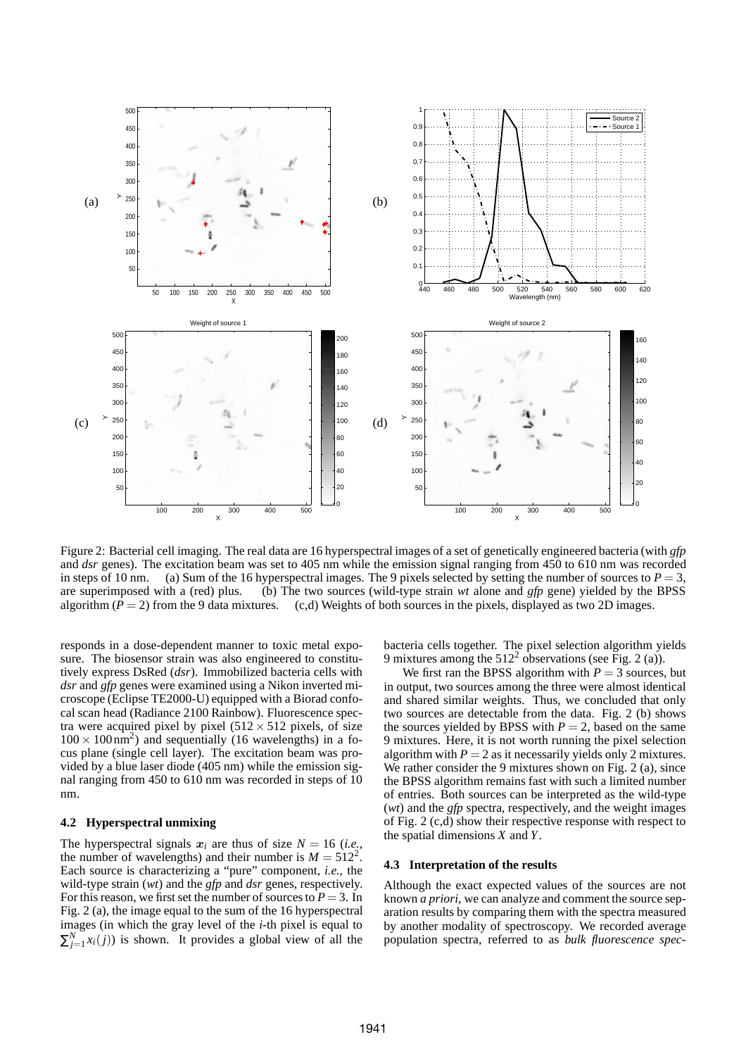Figure 2: Bacterial cell imaging. The real data are 16 hyperspectral images of a set of genetically engineered bacteria (with *gfp* and *dsr* genes). The excitation beam was set to 405 nm while the emission signal ranging from 450 to 610 nm was recorded in steps of 10 nm. (a) Sum of the 16 hyperspectral images. The 9 pixels selected by setting the number of sources to $P = 3$, are superimposed with a (red) plus. (b) The two sources (wild-type strain *wt* alone and *gfp* gene) yielded by the BPSS algorithm ($P = 2$) from the 9 data mixtures. (c,d) Weights of both sources in the pixels, displayed as two 2D images.

responds in a dose-dependent manner to toxic metal exposure. The biosensor strain was also engineered to constitutively express DsRed (*dsr*). Immobilized bacteria cells with *dsr* and *gfp* genes were examined using a Nikon inverted microscope (Eclipse TE2000-U) equipped with a Biorad confocal scan head (Radiance 2100 Rainbow). Fluorescence spectra were acquired pixel by pixel ($512 \times 512$ pixels, of size $100 \times 100\,\text{nm}^2$) and sequentially (16 wavelengths) in a focus plane (single cell layer). The excitation beam was provided by a blue laser diode (405 nm) while the emission signal ranging from 450 to 610 nm was recorded in steps of 10 nm.

### 4.2 Hyperspectral unmixing

The hyperspectral signals $\boldsymbol{x}_i$ are thus of size $N = 16$ (*i.e.*, the number of wavelengths) and their number is $M = 512^2$. Each source is characterizing a "pure" component, *i.e.*, the wild-type strain (*wt*) and the *gfp* and *dsr* genes, respectively. For this reason, we first set the number of sources to $P = 3$. In Fig. 2 (a), the image equal to the sum of the 16 hyperspectral images (in which the gray level of the $i$-th pixel is equal to $\sum_{j=1}^{N} x_i(j)$) is shown. It provides a global view of all the bacteria cells together. The pixel selection algorithm yields 9 mixtures among the $512^2$ observations (see Fig. 2 (a)).

We first ran the BPSS algorithm with $P = 3$ sources, but in output, two sources among the three were almost identical and shared similar weights. Thus, we concluded that only two sources are detectable from the data. Fig. 2 (b) shows the sources yielded by BPSS with $P = 2$, based on the same 9 mixtures. Here, it is not worth running the pixel selection algorithm with $P = 2$ as it necessarily yields only 2 mixtures. We rather consider the 9 mixtures shown on Fig. 2 (a), since the BPSS algorithm remains fast with such a limited number of entries. Both sources can be interpreted as the wild-type (*wt*) and the *gfp* spectra, respectively, and the weight images of Fig. 2 (c,d) show their respective response with respect to the spatial dimensions $X$ and $Y$.

### 4.3 Interpretation of the results

Although the exact expected values of the sources are not known *a priori*, we can analyze and comment the source separation results by comparing them with the spectra measured by another modality of spectroscopy. We recorded average population spectra, referred to as *bulk fluorescence spec-*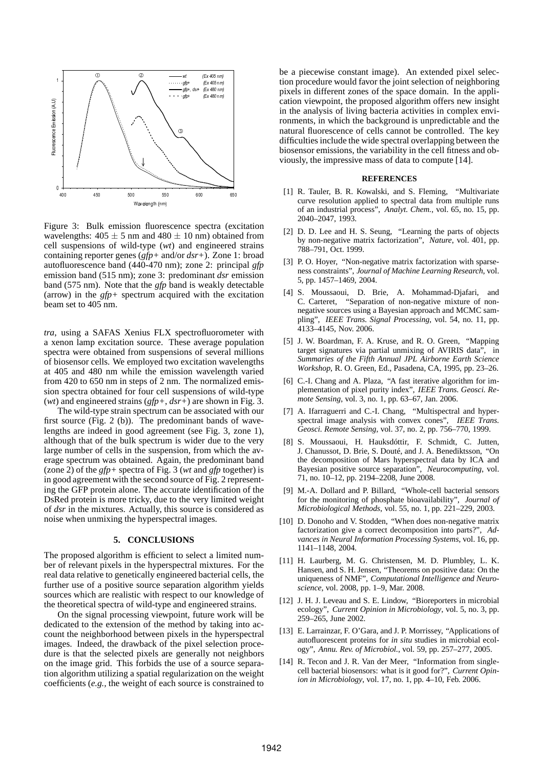① ② ③

Fluorescence Emission (A.U)

1

0

400 450 500 550 600 650

Wavelength (nm)

wt (Ex 405 nm)
gfp+ (Ex 405 nm)
gfp+, dsr+ (Ex 480 nm)
gfp+ (Ex 480 nm)

Figure 3: Bulk emission fluorescence spectra (excitation wavelengths: $405 \pm 5$ nm and $480 \pm 10$ nm) obtained from cell suspensions of wild-type (*wt*) and engineered strains containing reporter genes (*gfp+* and/or *dsr+*). Zone 1: broad autofluorescence band (440-470 nm); zone 2: principal *gfp* emission band (515 nm); zone 3: predominant *dsr* emission band (575 nm). Note that the *gfp* band is weakly detectable (arrow) in the *gfp+* spectrum acquired with the excitation beam set to 405 nm.

*tra*, using a SAFAS Xenius FLX spectrofluorometer with a xenon lamp excitation source. These average population spectra were obtained from suspensions of several millions of biosensor cells. We employed two excitation wavelengths at 405 and 480 nm while the emission wavelength varied from 420 to 650 nm in steps of 2 nm. The normalized emission spectra obtained for four cell suspensions of wild-type (*wt*) and engineered strains (*gfp+*, *dsr+*) are shown in Fig. 3.

The wild-type strain spectrum can be associated with our first source (Fig. 2 (b)). The predominant bands of wavelengths are indeed in good agreement (see Fig. 3, zone 1), although that of the bulk spectrum is wider due to the very large number of cells in the suspension, from which the average spectrum was obtained. Again, the predominant band (zone 2) of the *gfp+* spectra of Fig. 3 (*wt* and *gfp* together) is in good agreement with the second source of Fig. 2 representing the GFP protein alone. The accurate identification of the DsRed protein is more tricky, due to the very limited weight of *dsr* in the mixtures. Actually, this source is considered as noise when unmixing the hyperspectral images.

## 5. CONCLUSIONS

The proposed algorithm is efficient to select a limited number of relevant pixels in the hyperspectral mixtures. For the real data relative to genetically engineered bacterial cells, the further use of a positive source separation algorithm yields sources which are realistic with respect to our knowledge of the theoretical spectra of wild-type and engineered strains.

On the signal processing viewpoint, future work will be dedicated to the extension of the method by taking into account the neighborhood between pixels in the hyperspectral images. Indeed, the drawback of the pixel selection procedure is that the selected pixels are generally not neighbors on the image grid. This forbids the use of a source separation algorithm utilizing a spatial regularization on the weight coefficients (*e.g.*, the weight of each source is constrained to be a piecewise constant image). An extended pixel selection procedure would favor the joint selection of neighboring pixels in different zones of the space domain. In the application viewpoint, the proposed algorithm offers new insight in the analysis of living bacteria activities in complex environments, in which the background is unpredictable and the natural fluorescence of cells cannot be controlled. The key difficulties include the wide spectral overlapping between the biosensor emissions, the variability in the cell fitness and obviously, the impressive mass of data to compute [14].

## REFERENCES

[1] R. Tauler, B. R. Kowalski, and S. Fleming, "Multivariate curve resolution applied to spectral data from multiple runs of an industrial process", *Analyt. Chem.*, vol. 65, no. 15, pp. 2040–2047, 1993.

[2] D. D. Lee and H. S. Seung, "Learning the parts of objects by non-negative matrix factorization", *Nature*, vol. 401, pp. 788–791, Oct. 1999.

[3] P. O. Hoyer, "Non-negative matrix factorization with sparseness constraints", *Journal of Machine Learning Research*, vol. 5, pp. 1457–1469, 2004.

[4] S. Moussaoui, D. Brie, A. Mohammad-Djafari, and C. Carteret, "Separation of non-negative mixture of non-negative sources using a Bayesian approach and MCMC sampling", *IEEE Trans. Signal Processing*, vol. 54, no. 11, pp. 4133–4145, Nov. 2006.

[5] J. W. Boardman, F. A. Kruse, and R. O. Green, "Mapping target signatures via partial unmixing of AVIRIS data", in *Summaries of the Fifth Annual JPL Airborne Earth Science Workshop*, R. O. Green, Ed., Pasadena, CA, 1995, pp. 23–26.

[6] C.-I. Chang and A. Plaza, "A fast iterative algorithm for implementation of pixel purity index", *IEEE Trans. Geosci. Remote Sensing*, vol. 3, no. 1, pp. 63–67, Jan. 2006.

[7] A. Ifarraguerri and C.-I. Chang, "Multispectral and hyperspectral image analysis with convex cones", *IEEE Trans. Geosci. Remote Sensing*, vol. 37, no. 2, pp. 756–770, 1999.

[8] S. Moussaoui, H. Hauksdóttir, F. Schmidt, C. Jutten, J. Chanussot, D. Brie, S. Douté, and J. A. Benediktsson, "On the decomposition of Mars hyperspectral data by ICA and Bayesian positive source separation", *Neurocomputing*, vol. 71, no. 10–12, pp. 2194–2208, June 2008.

[9] M.-A. Dollard and P. Billard, "Whole-cell bacterial sensors for the monitoring of phosphate bioavailability", *Journal of Microbiological Methods*, vol. 55, no. 1, pp. 221–229, 2003.

[10] D. Donoho and V. Stodden, "When does non-negative matrix factorization give a correct decomposition into parts?", *Advances in Neural Information Processing Systems*, vol. 16, pp. 1141–1148, 2004.

[11] H. Laurberg, M. G. Christensen, M. D. Plumbley, L. K. Hansen, and S. H. Jensen, "Theorems on positive data: On the uniqueness of NMF", *Computational Intelligence and Neuroscience*, vol. 2008, pp. 1–9, Mar. 2008.

[12] J. H. J. Leveau and S. E. Lindow, "Bioreporters in microbial ecology", *Current Opinion in Microbiology*, vol. 5, no. 3, pp. 259–265, June 2002.

[13] E. Larrainzar, F. O'Gara, and J. P. Morrissey, "Applications of autofluorescent proteins for *in situ* studies in microbial ecology", *Annu. Rev. of Microbiol.*, vol. 59, pp. 257–277, 2005.

[14] R. Tecon and J. R. Van der Meer, "Information from single-cell bacterial biosensors: what is it good for?", *Current Opinion in Microbiology*, vol. 17, no. 1, pp. 4–10, Feb. 2006.